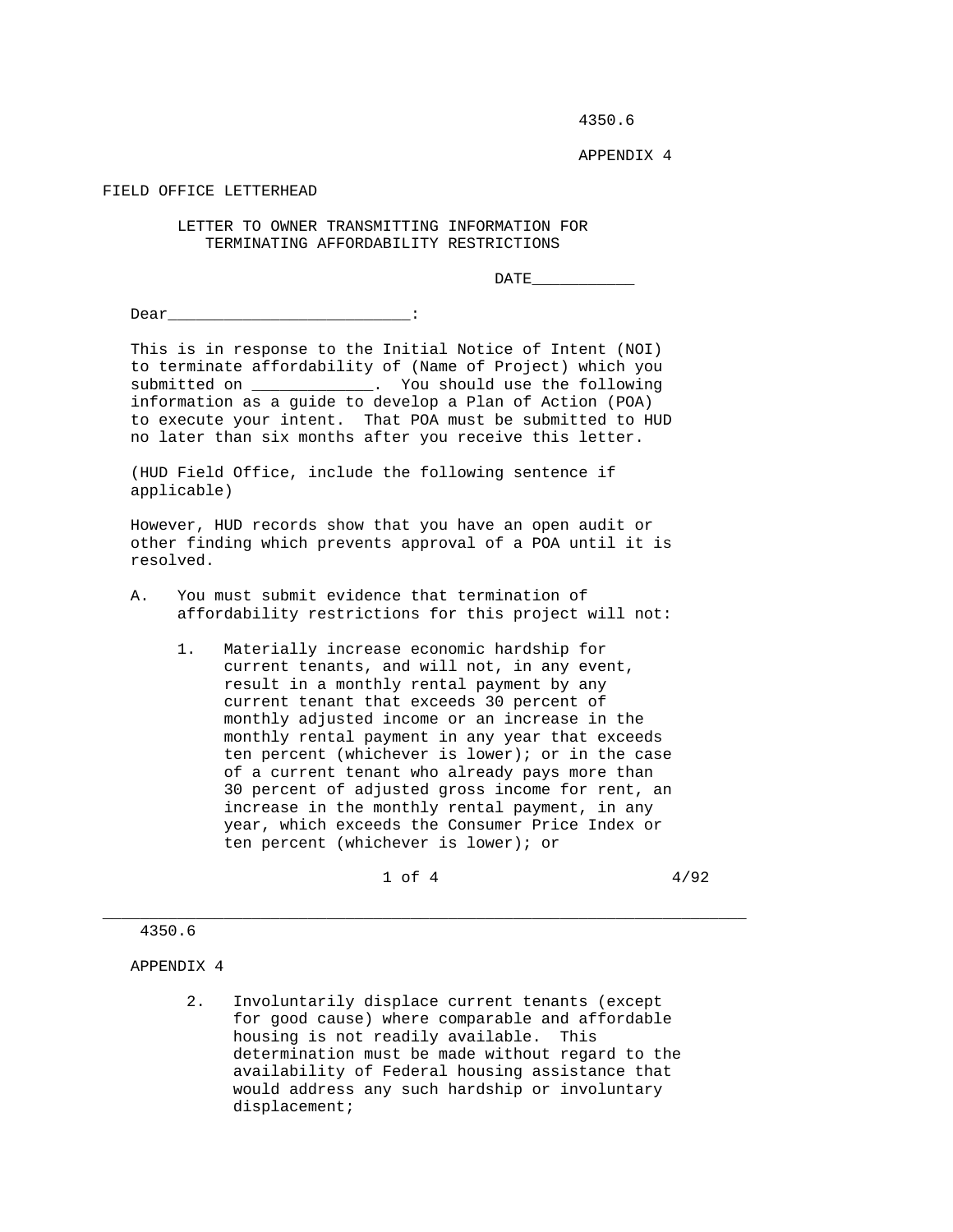FIELD OFFICE LETTERHEAD

## LETTER TO OWNER TRANSMITTING INFORMATION FOR TERMINATING AFFORDABILITY RESTRICTIONS

DATE___________

Dear__________________________:

This is in response to the Initial Notice of Intent (NOI) to terminate affordability of (Name of Project) which you submitted on _____________. You should use the following information as a guide to develop a Plan of Action (POA) to execute your intent. That POA must be submitted to HUD no later than six months after you receive this letter.

(HUD Field Office, include the following sentence if applicable)

However, HUD records show that you have an open audit or other finding which prevents approval of a POA until it is resolved.

A. You must submit evidence that termination of affordability restrictions for this project will not:

1. Materially increase economic hardship for current tenants, and will not, in any event, result in a monthly rental payment by any current tenant that exceeds 30 percent of monthly adjusted income or an increase in the monthly rental payment in any year that exceeds ten percent (whichever is lower); or in the case of a current tenant who already pays more than 30 percent of adjusted gross income for rent, an increase in the monthly rental payment, in any year, which exceeds the Consumer Price Index or ten percent (whichever is lower); or

2. Involuntarily displace current tenants (except for good cause) where comparable and affordable housing is not readily available. This determination must be made without regard to the availability of Federal housing assistance that would address any such hardship or involuntary displacement;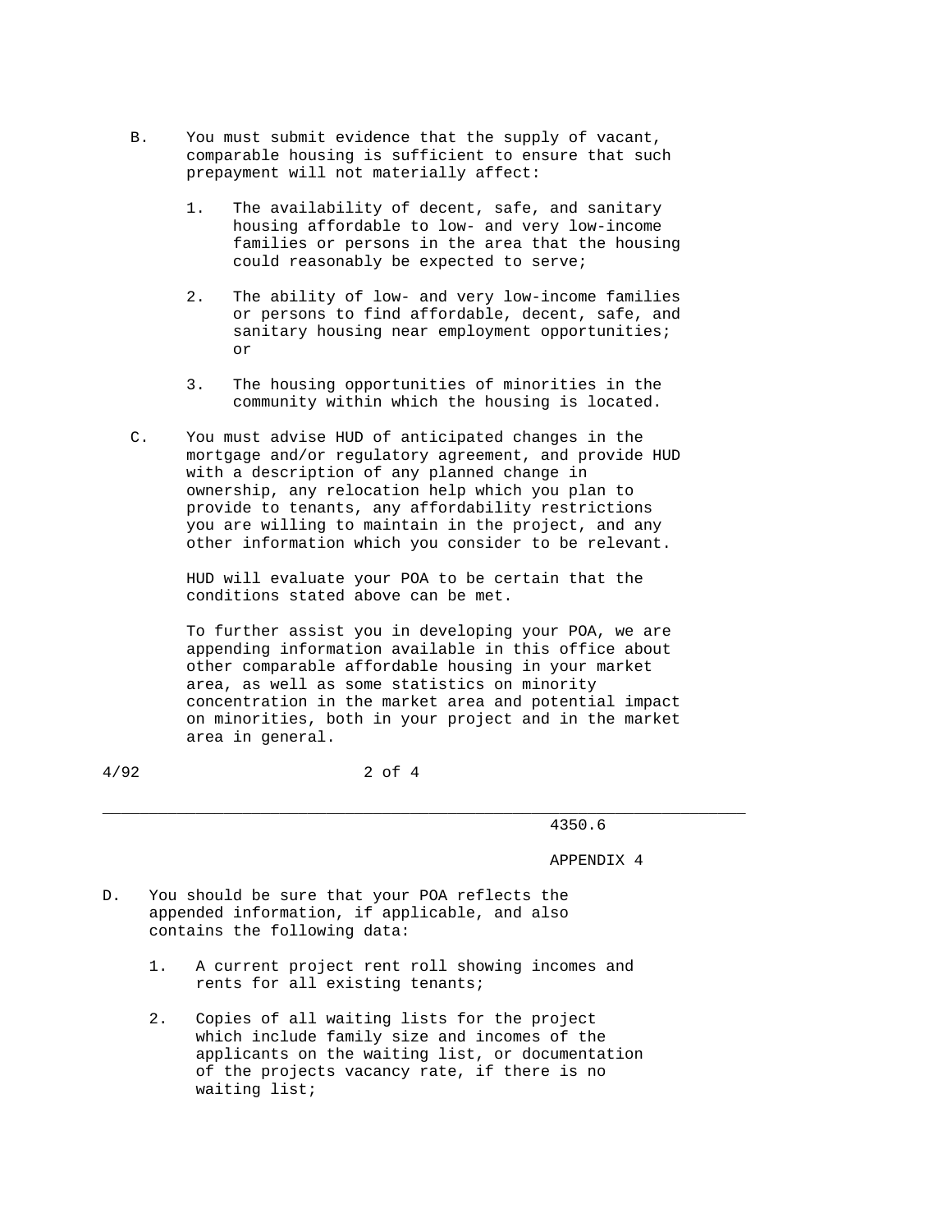B. You must submit evidence that the supply of vacant, comparable housing is sufficient to ensure that such prepayment will not materially affect:

   1. The availability of decent, safe, and sanitary housing affordable to low- and very low-income families or persons in the area that the housing could reasonably be expected to serve;

   2. The ability of low- and very low-income families or persons to find affordable, decent, safe, and sanitary housing near employment opportunities; or

   3. The housing opportunities of minorities in the community within which the housing is located.

C. You must advise HUD of anticipated changes in the mortgage and/or regulatory agreement, and provide HUD with a description of any planned change in ownership, any relocation help which you plan to provide to tenants, any affordability restrictions you are willing to maintain in the project, and any other information which you consider to be relevant.

   HUD will evaluate your POA to be certain that the conditions stated above can be met.

   To further assist you in developing your POA, we are appending information available in this office about other comparable affordable housing in your market area, as well as some statistics on minority concentration in the market area and potential impact on minorities, both in your project and in the market area in general.

D. You should be sure that your POA reflects the appended information, if applicable, and also contains the following data:

   1. A current project rent roll showing incomes and rents for all existing tenants;

   2. Copies of all waiting lists for the project which include family size and incomes of the applicants on the waiting list, or documentation of the projects vacancy rate, if there is no waiting list;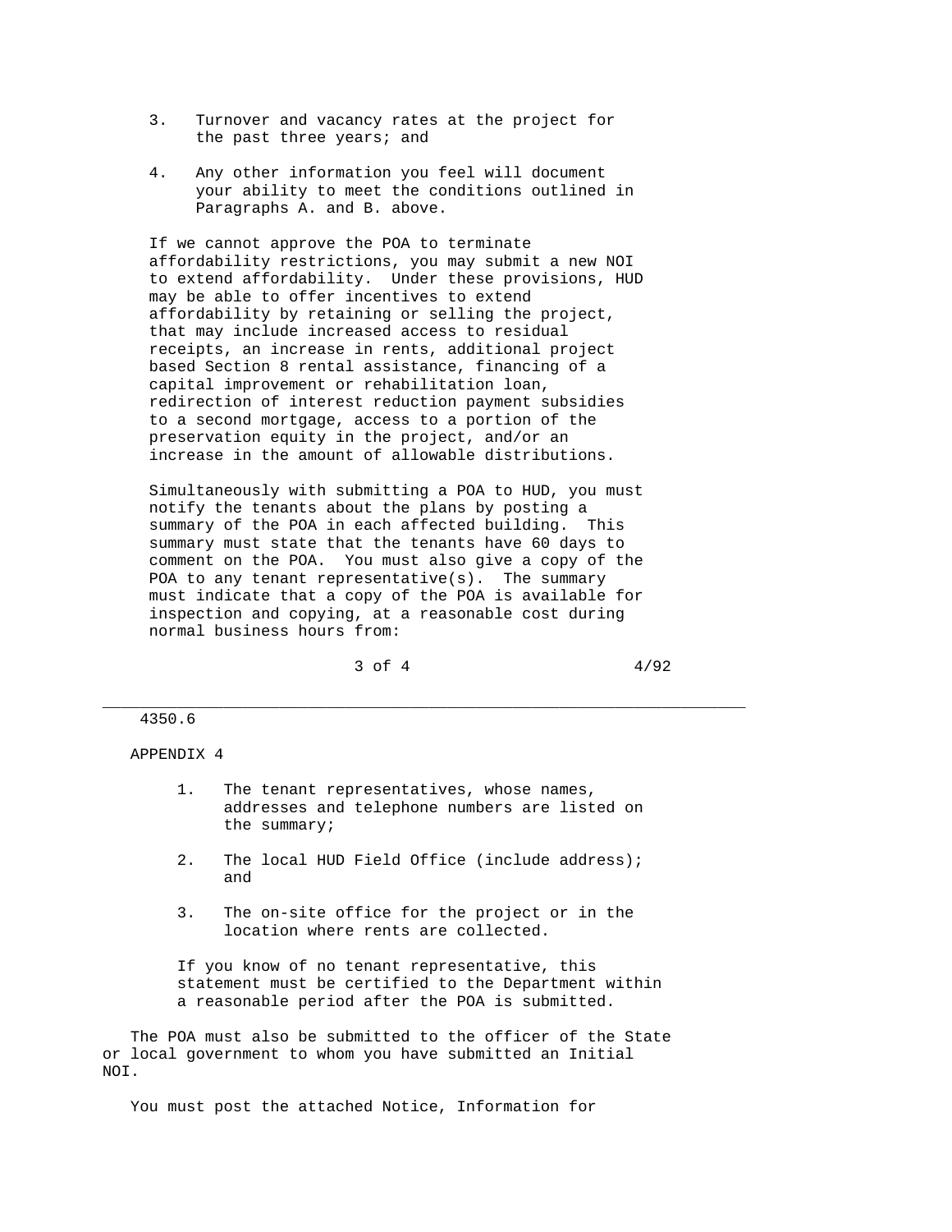3. Turnover and vacancy rates at the project for the past three years; and

4. Any other information you feel will document your ability to meet the conditions outlined in Paragraphs A. and B. above.

If we cannot approve the POA to terminate affordability restrictions, you may submit a new NOI to extend affordability. Under these provisions, HUD may be able to offer incentives to extend affordability by retaining or selling the project, that may include increased access to residual receipts, an increase in rents, additional project based Section 8 rental assistance, financing of a capital improvement or rehabilitation loan, redirection of interest reduction payment subsidies to a second mortgage, access to a portion of the preservation equity in the project, and/or an increase in the amount of allowable distributions.

Simultaneously with submitting a POA to HUD, you must notify the tenants about the plans by posting a summary of the POA in each affected building. This summary must state that the tenants have 60 days to comment on the POA. You must also give a copy of the POA to any tenant representative(s). The summary must indicate that a copy of the POA is available for inspection and copying, at a reasonable cost during normal business hours from:

1. The tenant representatives, whose names, addresses and telephone numbers are listed on the summary;

2. The local HUD Field Office (include address); and

3. The on-site office for the project or in the location where rents are collected.

If you know of no tenant representative, this statement must be certified to the Department within a reasonable period after the POA is submitted.

The POA must also be submitted to the officer of the State or local government to whom you have submitted an Initial NOI.

You must post the attached Notice, Information for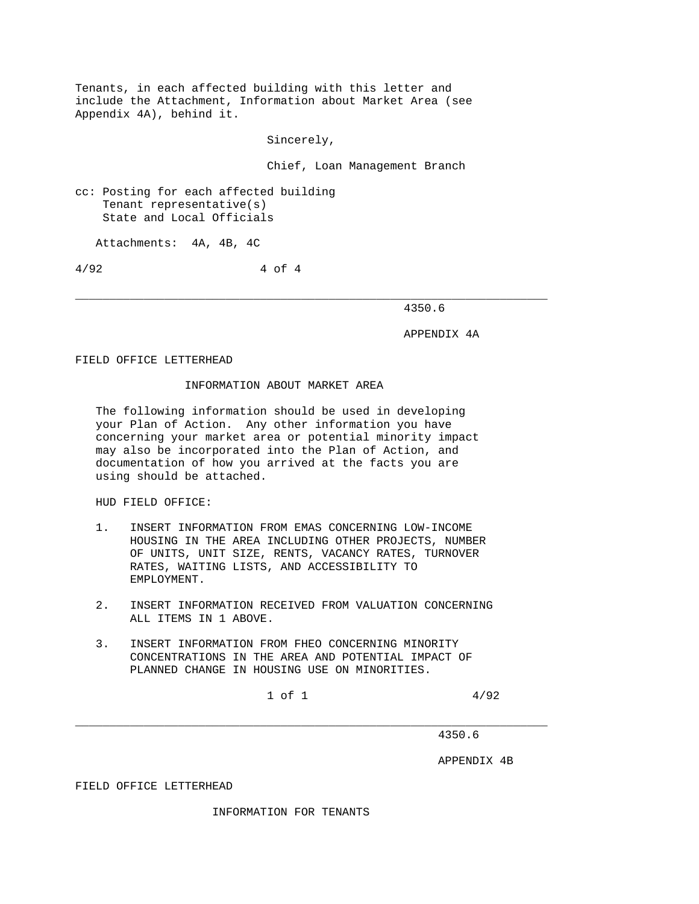Tenants, in each affected building with this letter and include the Attachment, Information about Market Area (see Appendix 4A), behind it.

Sincerely,

Chief, Loan Management Branch

cc: Posting for each affected building
Tenant representative(s)
State and Local Officials

Attachments: 4A, 4B, 4C

---

4350.6

APPENDIX 4A

FIELD OFFICE LETTERHEAD

## INFORMATION ABOUT MARKET AREA

The following information should be used in developing your Plan of Action. Any other information you have concerning your market area or potential minority impact may also be incorporated into the Plan of Action, and documentation of how you arrived at the facts you are using should be attached.

HUD FIELD OFFICE:

1. INSERT INFORMATION FROM EMAS CONCERNING LOW-INCOME HOUSING IN THE AREA INCLUDING OTHER PROJECTS, NUMBER OF UNITS, UNIT SIZE, RENTS, VACANCY RATES, TURNOVER RATES, WAITING LISTS, AND ACCESSIBILITY TO EMPLOYMENT.

2. INSERT INFORMATION RECEIVED FROM VALUATION CONCERNING ALL ITEMS IN 1 ABOVE.

3. INSERT INFORMATION FROM FHEO CONCERNING MINORITY CONCENTRATIONS IN THE AREA AND POTENTIAL IMPACT OF PLANNED CHANGE IN HOUSING USE ON MINORITIES.

---

4350.6

APPENDIX 4B

FIELD OFFICE LETTERHEAD

## INFORMATION FOR TENANTS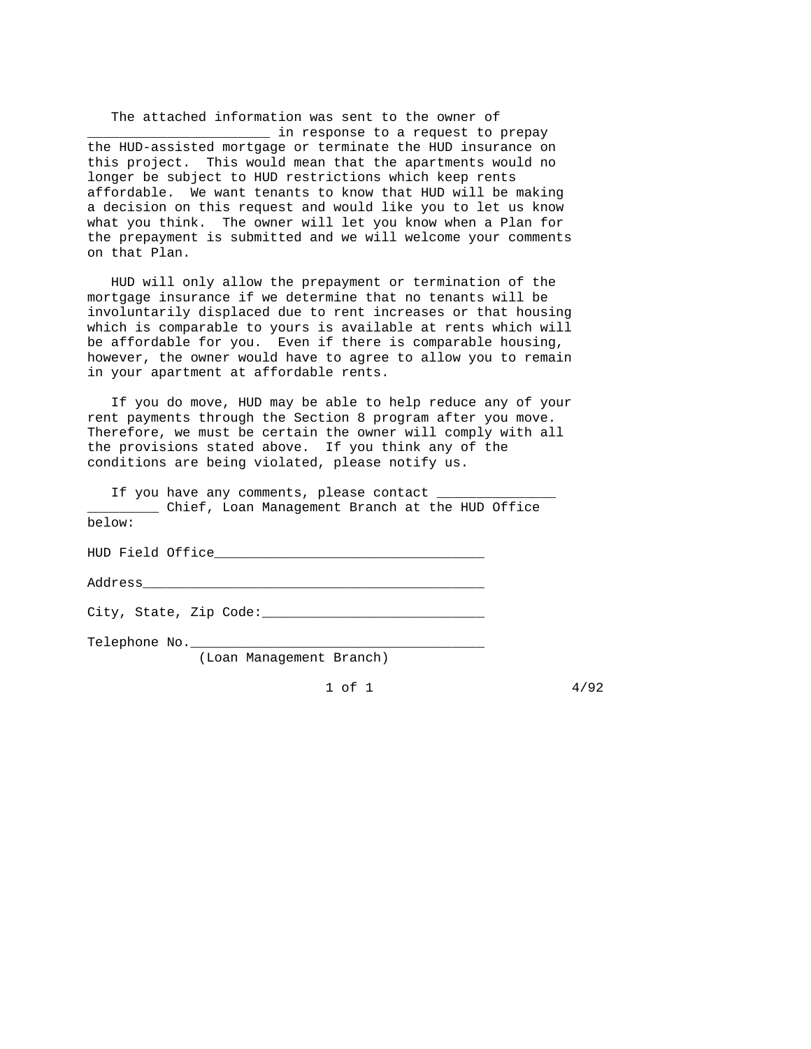The attached information was sent to the owner of ______________________ in response to a request to prepay the HUD-assisted mortgage or terminate the HUD insurance on this project. This would mean that the apartments would no longer be subject to HUD restrictions which keep rents affordable. We want tenants to know that HUD will be making a decision on this request and would like you to let us know what you think. The owner will let you know when a Plan for the prepayment is submitted and we will welcome your comments on that Plan.

HUD will only allow the prepayment or termination of the mortgage insurance if we determine that no tenants will be involuntarily displaced due to rent increases or that housing which is comparable to yours is available at rents which will be affordable for you. Even if there is comparable housing, however, the owner would have to agree to allow you to remain in your apartment at affordable rents.

If you do move, HUD may be able to help reduce any of your rent payments through the Section 8 program after you move. Therefore, we must be certain the owner will comply with all the provisions stated above. If you think any of the conditions are being violated, please notify us.

If you have any comments, please contact ______________ _________ Chief, Loan Management Branch at the HUD Office below:

HUD Field Office__________________________________

Address___________________________________________

City, State, Zip Code:___________________________

Telephone No._____________________________________
(Loan Management Branch)

4/92